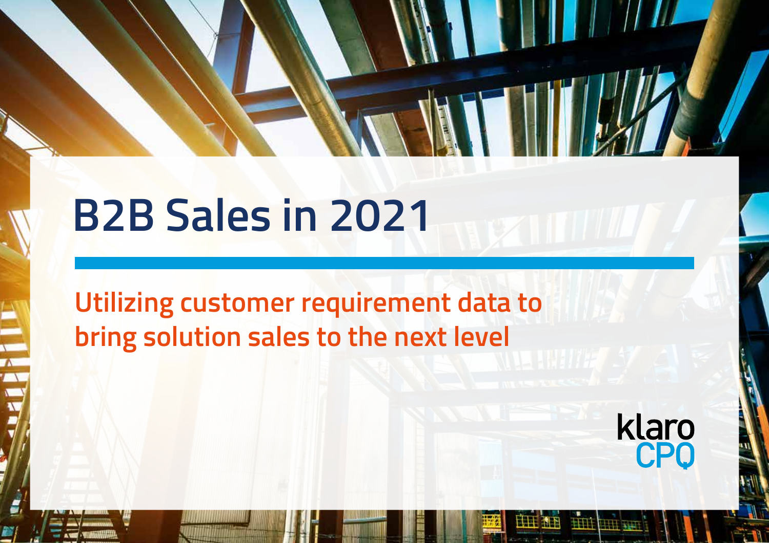# B2B Sales in 2021

## Utilizing customer requirement data to bring solution sales to the next level

klaro CPQ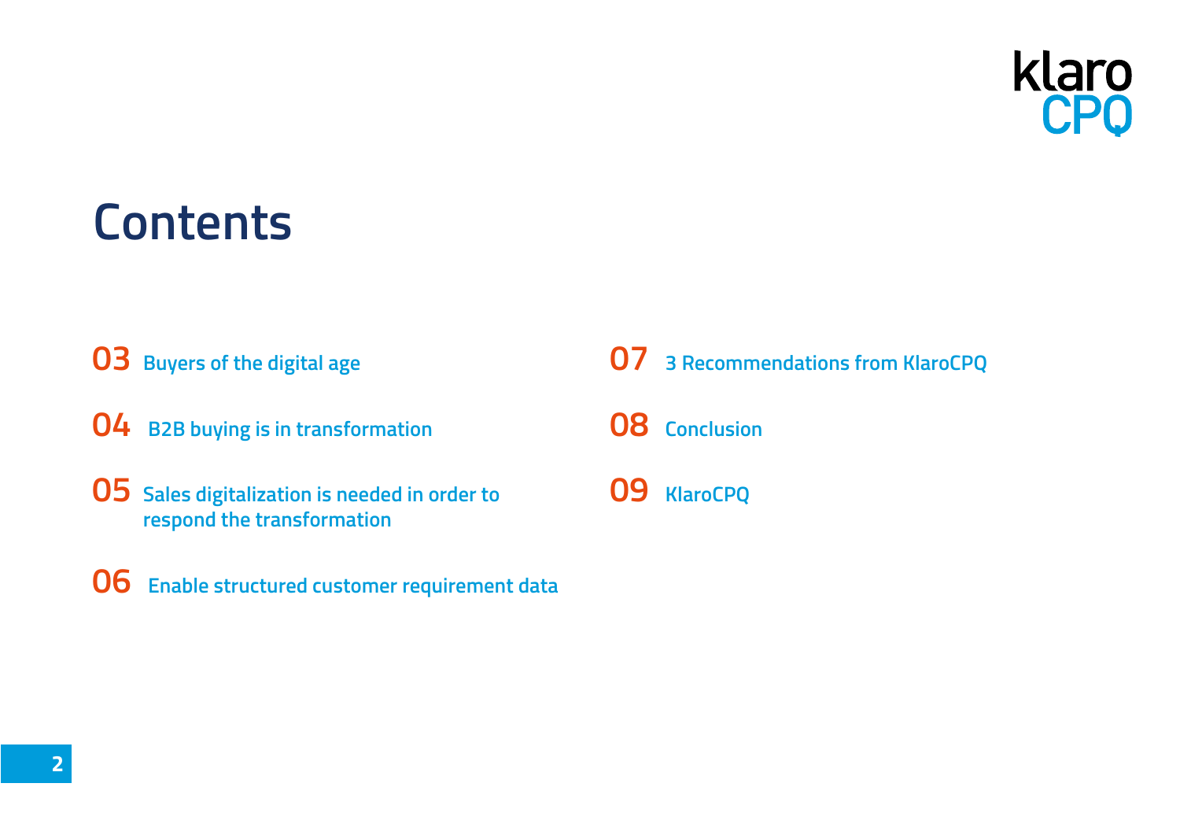# Contents

- **03** Buyers of the digital age
- **04** B2B buying is in transformation
- **05** Sales digitalization is needed in order to respond the transformation
- **06** Enable structured customer requirement data
- **07** 3 Recommendations from KlaroCPQ
- **08** Conclusion
- **09** KlaroCPQ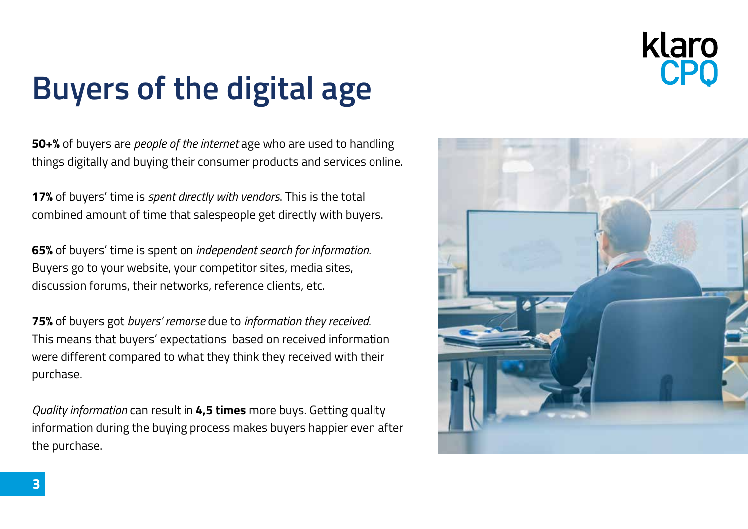# Buyers of the digital age

**50+%** of buyers are *people of the internet* age who are used to handling things digitally and buying their consumer products and services online.

**17%** of buyers' time is *spent directly with vendors*. This is the total combined amount of time that salespeople get directly with buyers.

**65%** of buyers' time is spent on *independent search for information*. Buyers go to your website, your competitor sites, media sites, discussion forums, their networks, reference clients, etc.

**75%** of buyers got *buyers' remorse* due to *information they received*. This means that buyers' expectations based on received information were different compared to what they think they received with their purchase.

*Quality information* can result in **4,5 times** more buys. Getting quality information during the buying process makes buyers happier even after the purchase.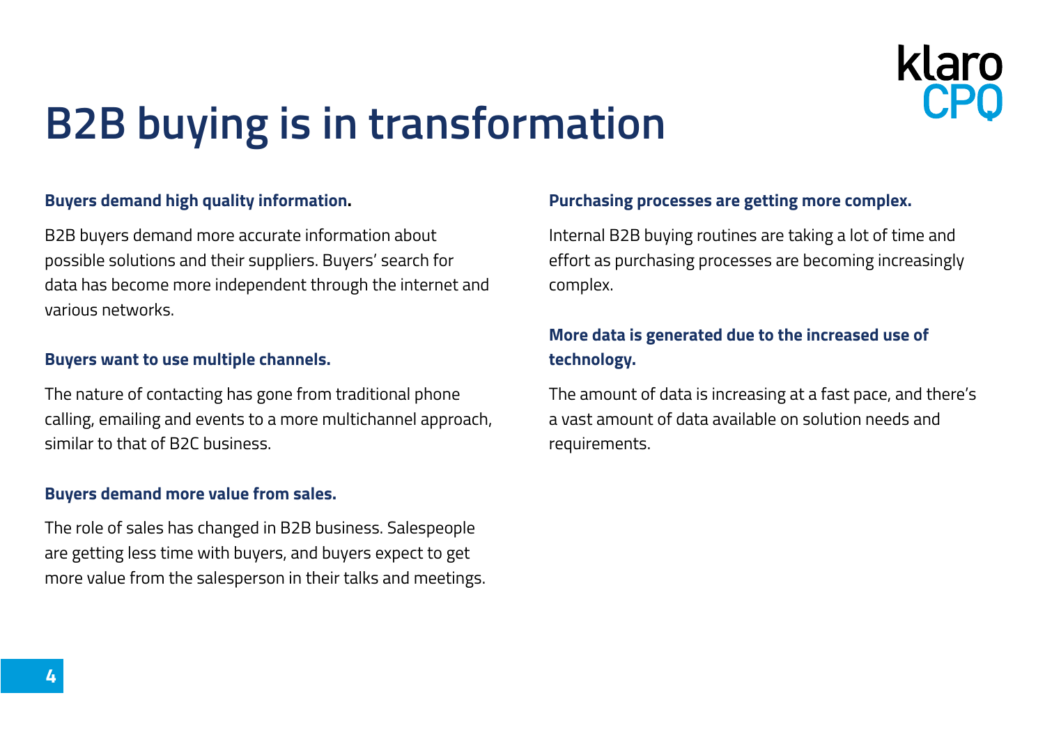# B2B buying is in transformation

**Buyers demand high quality information.**

B2B buyers demand more accurate information about possible solutions and their suppliers. Buyers' search for data has become more independent through the internet and various networks.

**Buyers want to use multiple channels.**

The nature of contacting has gone from traditional phone calling, emailing and events to a more multichannel approach, similar to that of B2C business.

**Buyers demand more value from sales.**

The role of sales has changed in B2B business. Salespeople are getting less time with buyers, and buyers expect to get more value from the salesperson in their talks and meetings.

**Purchasing processes are getting more complex.**

Internal B2B buying routines are taking a lot of time and effort as purchasing processes are becoming increasingly complex.

**More data is generated due to the increased use of technology.**

The amount of data is increasing at a fast pace, and there's a vast amount of data available on solution needs and requirements.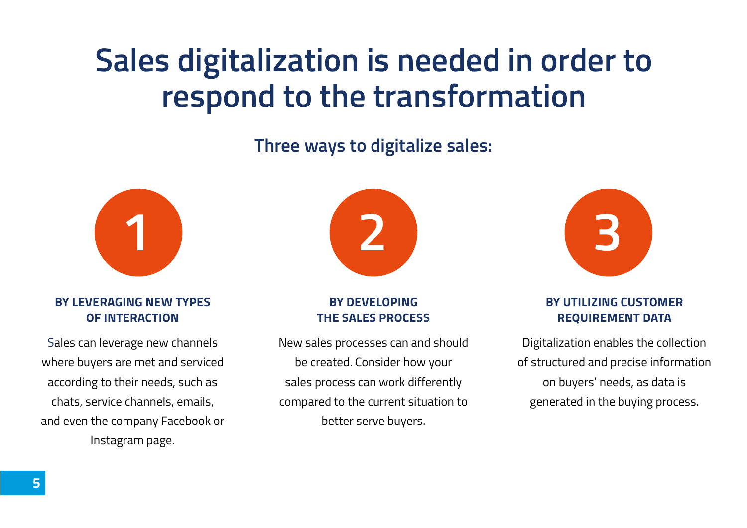# Sales digitalization is needed in order to respond to the transformation

## Three ways to digitalize sales:

### 1

**BY LEVERAGING NEW TYPES OF INTERACTION**

Sales can leverage new channels where buyers are met and serviced according to their needs, such as chats, service channels, emails, and even the company Facebook or Instagram page.

### 2

**BY DEVELOPING THE SALES PROCESS**

New sales processes can and should be created. Consider how your sales process can work differently compared to the current situation to better serve buyers.

### 3

**BY UTILIZING CUSTOMER REQUIREMENT DATA**

Digitalization enables the collection of structured and precise information on buyers' needs, as data is generated in the buying process.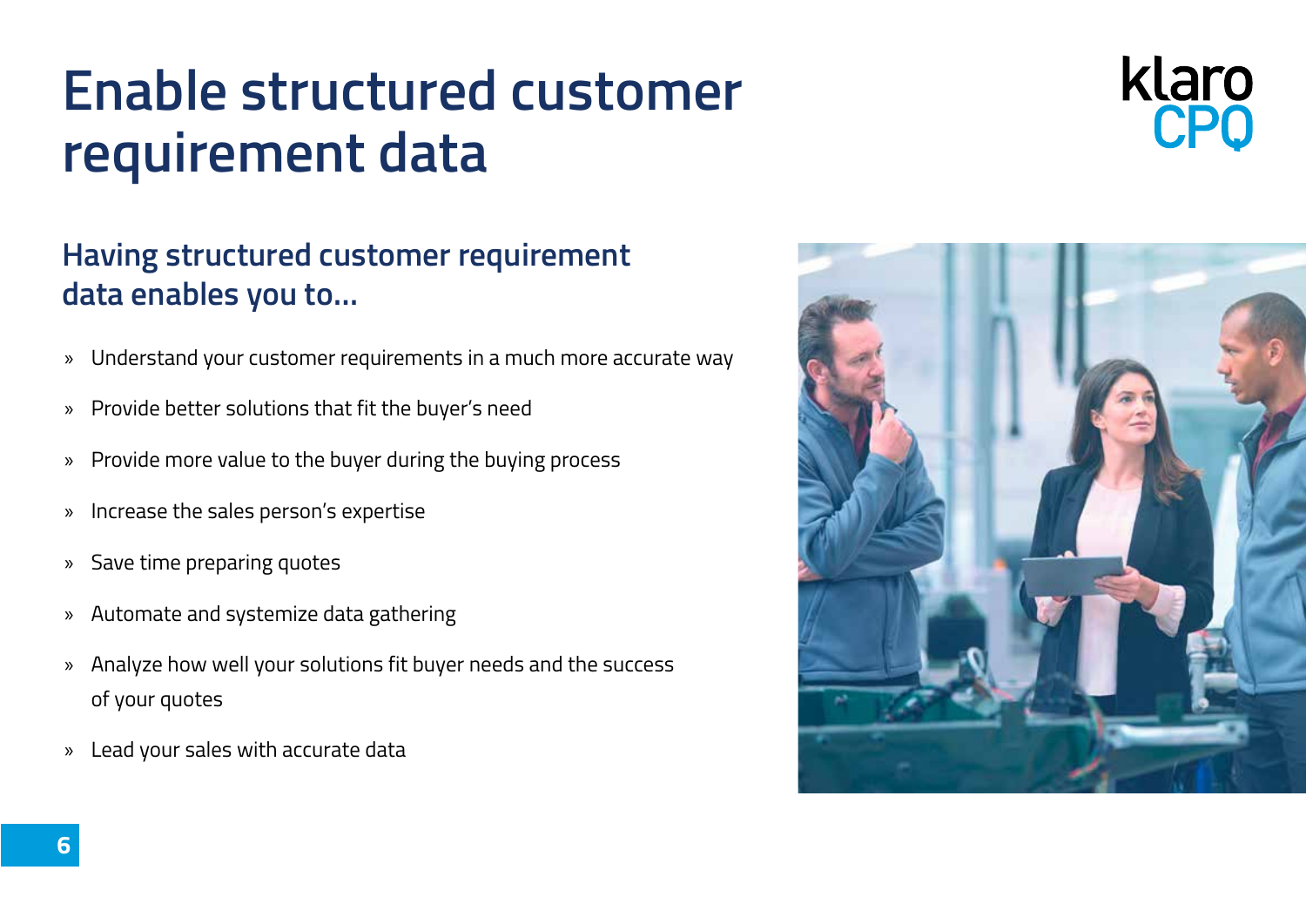# Enable structured customer requirement data

## Having structured customer requirement data enables you to...

- Understand your customer requirements in a much more accurate way
- Provide better solutions that fit the buyer's need
- Provide more value to the buyer during the buying process
- Increase the sales person's expertise
- Save time preparing quotes
- Automate and systemize data gathering
- Analyze how well your solutions fit buyer needs and the success of your quotes
- Lead your sales with accurate data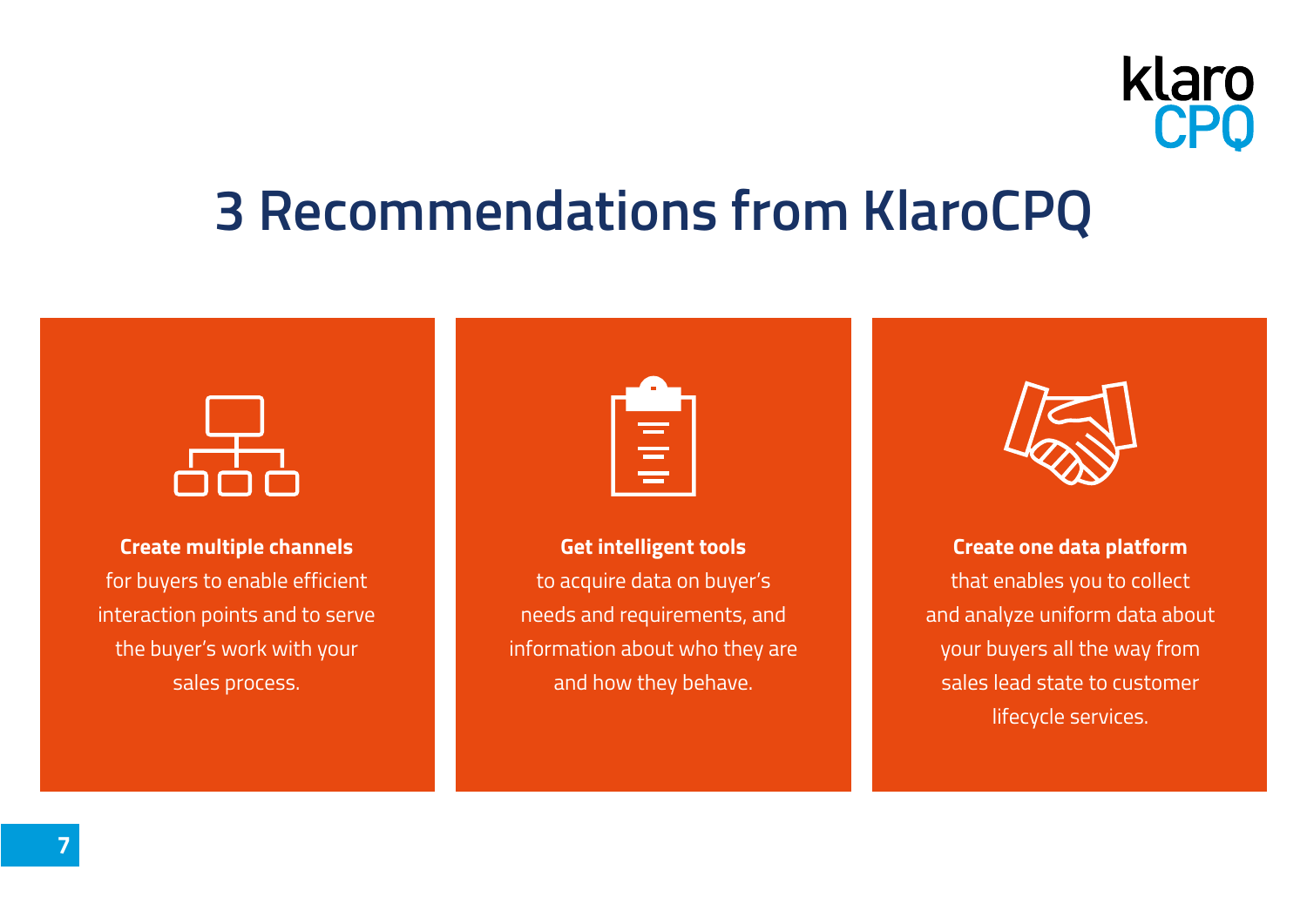# 3 Recommendations from KlaroCPQ

**Create multiple channels** for buyers to enable efficient interaction points and to serve the buyer's work with your sales process.

**Get intelligent tools** to acquire data on buyer's needs and requirements, and information about who they are and how they behave.

**Create one data platform** that enables you to collect and analyze uniform data about your buyers all the way from sales lead state to customer lifecycle services.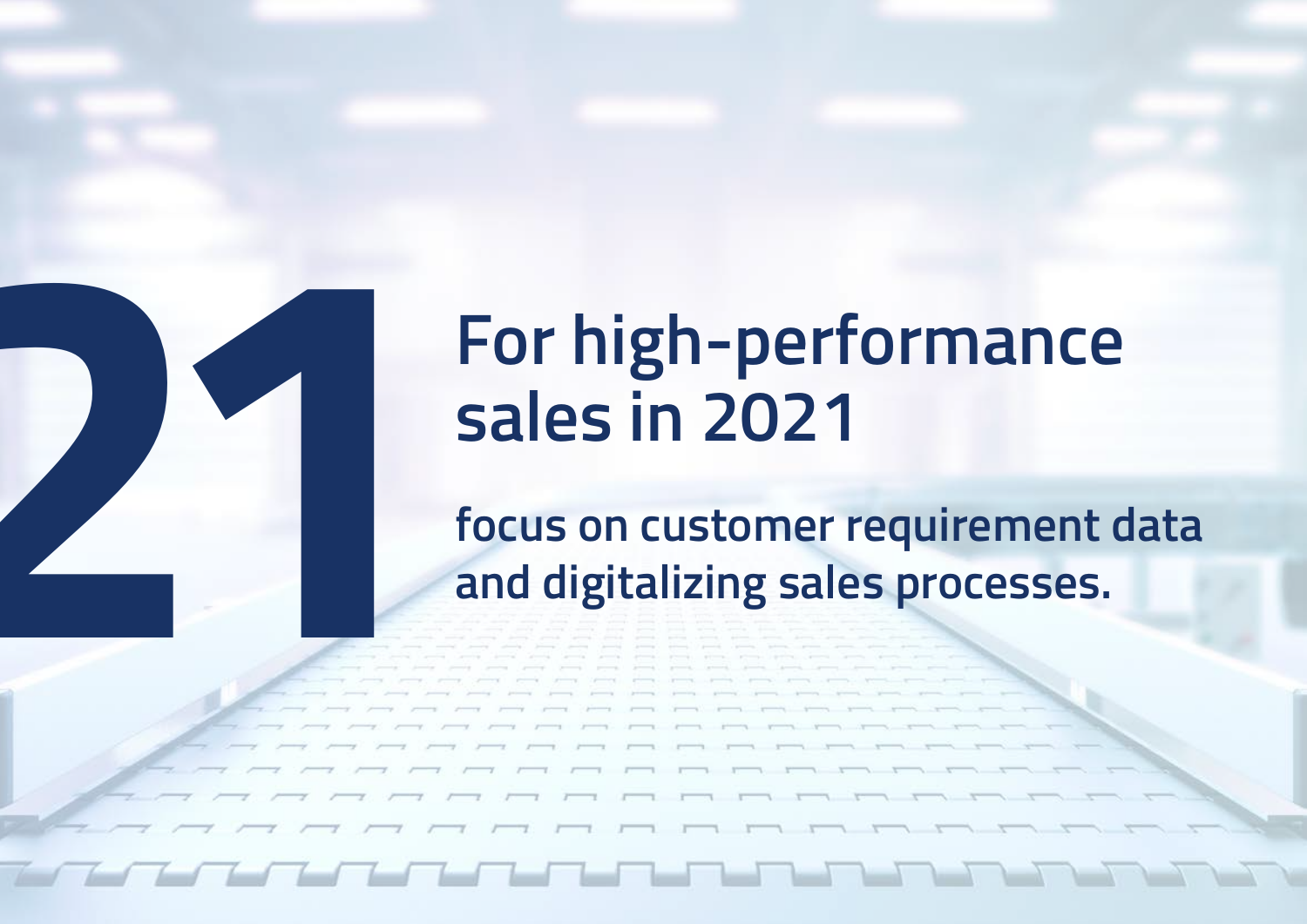# 21

## For high-performance sales in 2021

**focus on customer requirement data and digitalizing sales processes.**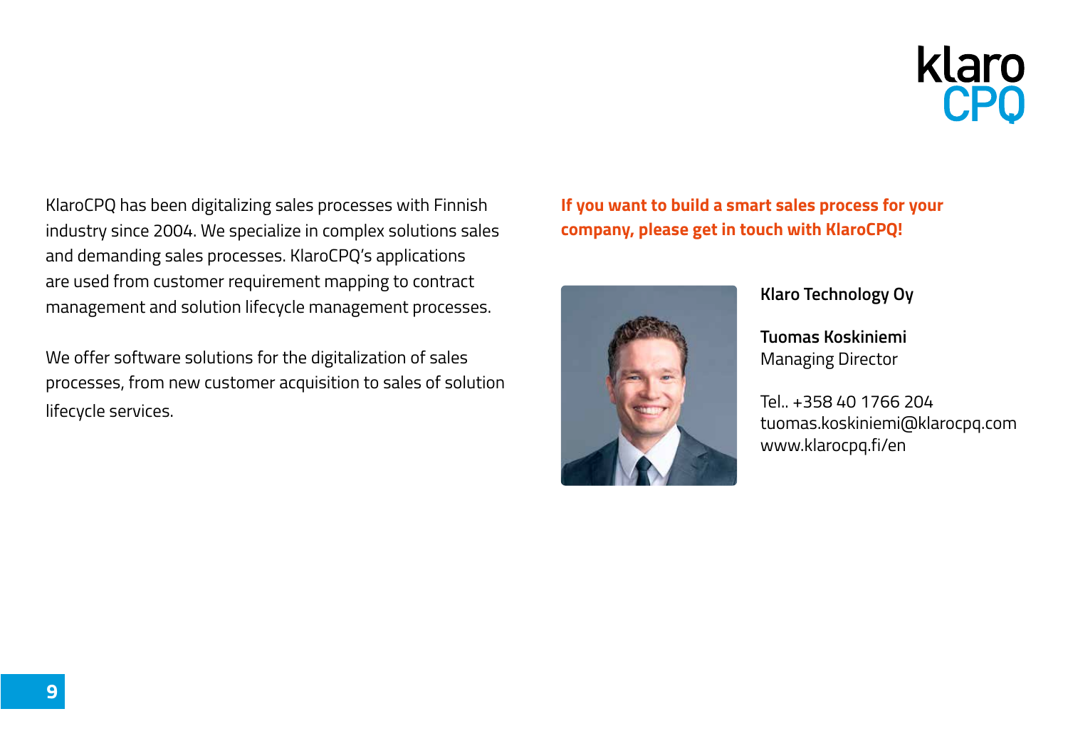klaro
CPQ

KlaroCPQ has been digitalizing sales processes with Finnish industry since 2004. We specialize in complex solutions sales and demanding sales processes. KlaroCPQ's applications are used from customer requirement mapping to contract management and solution lifecycle management processes.

We offer software solutions for the digitalization of sales processes, from new customer acquisition to sales of solution lifecycle services.

**If you want to build a smart sales process for your company, please get in touch with KlaroCPQ!**

**Klaro Technology Oy**

**Tuomas Koskiniemi**
Managing Director

Tel.. +358 40 1766 204
tuomas.koskiniemi@klarocpq.com
www.klarocpq.fi/en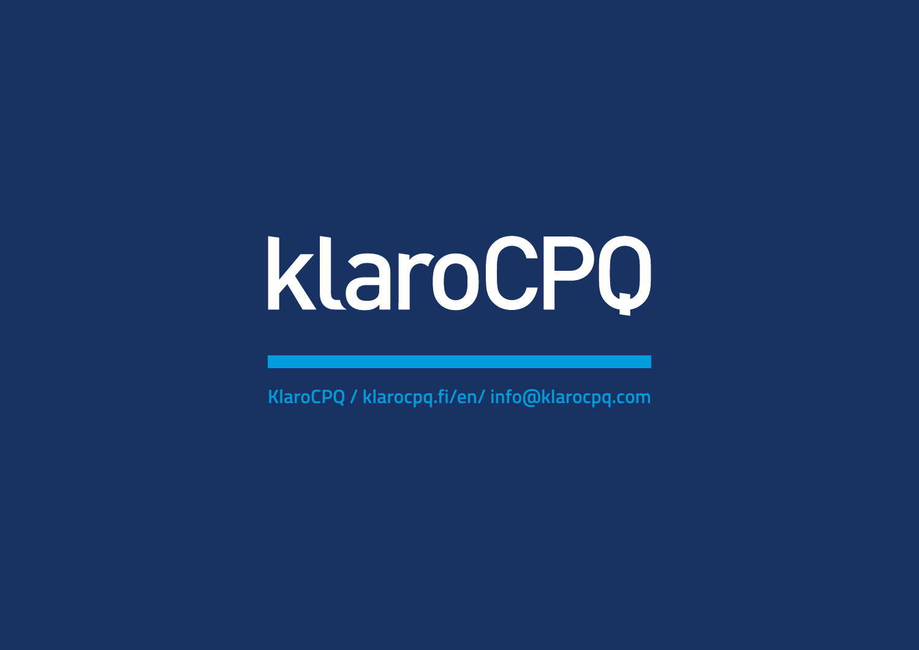klaroCPQ

KlaroCPQ / klarocpq.fi/en/ info@klarocpq.com